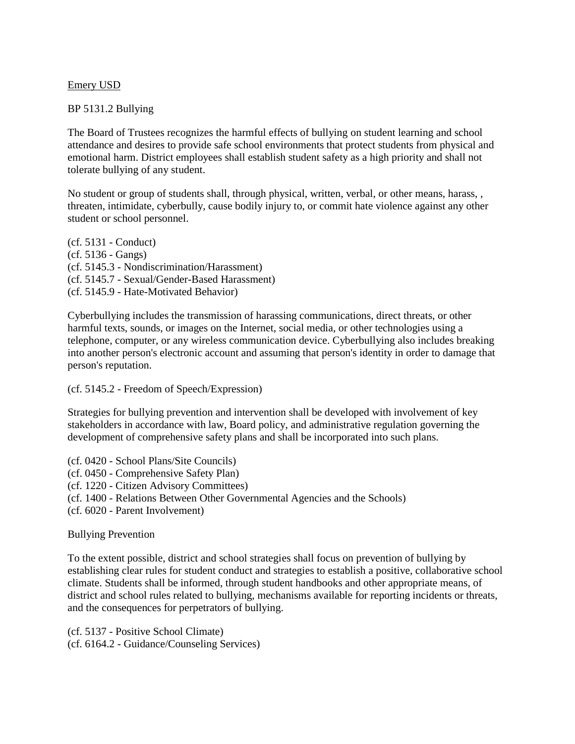Emery USD

BP 5131.2 Bullying

The Board of Trustees recognizes the harmful effects of bullying on student learning and school attendance and desires to provide safe school environments that protect students from physical and emotional harm. District employees shall establish student safety as a high priority and shall not tolerate bullying of any student.

No student or group of students shall, through physical, written, verbal, or other means, harass, , threaten, intimidate, cyberbully, cause bodily injury to, or commit hate violence against any other student or school personnel.

(cf. 5131 - Conduct)
(cf. 5136 - Gangs)
(cf. 5145.3 - Nondiscrimination/Harassment)
(cf. 5145.7 - Sexual/Gender-Based Harassment)
(cf. 5145.9 - Hate-Motivated Behavior)

Cyberbullying includes the transmission of harassing communications, direct threats, or other harmful texts, sounds, or images on the Internet, social media, or other technologies using a telephone, computer, or any wireless communication device. Cyberbullying also includes breaking into another person's electronic account and assuming that person's identity in order to damage that person's reputation.

(cf. 5145.2 - Freedom of Speech/Expression)

Strategies for bullying prevention and intervention shall be developed with involvement of key stakeholders in accordance with law, Board policy, and administrative regulation governing the development of comprehensive safety plans and shall be incorporated into such plans.

(cf. 0420 - School Plans/Site Councils)
(cf. 0450 - Comprehensive Safety Plan)
(cf. 1220 - Citizen Advisory Committees)
(cf. 1400 - Relations Between Other Governmental Agencies and the Schools)
(cf. 6020 - Parent Involvement)

Bullying Prevention

To the extent possible, district and school strategies shall focus on prevention of bullying by establishing clear rules for student conduct and strategies to establish a positive, collaborative school climate. Students shall be informed, through student handbooks and other appropriate means, of district and school rules related to bullying, mechanisms available for reporting incidents or threats, and the consequences for perpetrators of bullying.

(cf. 5137 - Positive School Climate)
(cf. 6164.2 - Guidance/Counseling Services)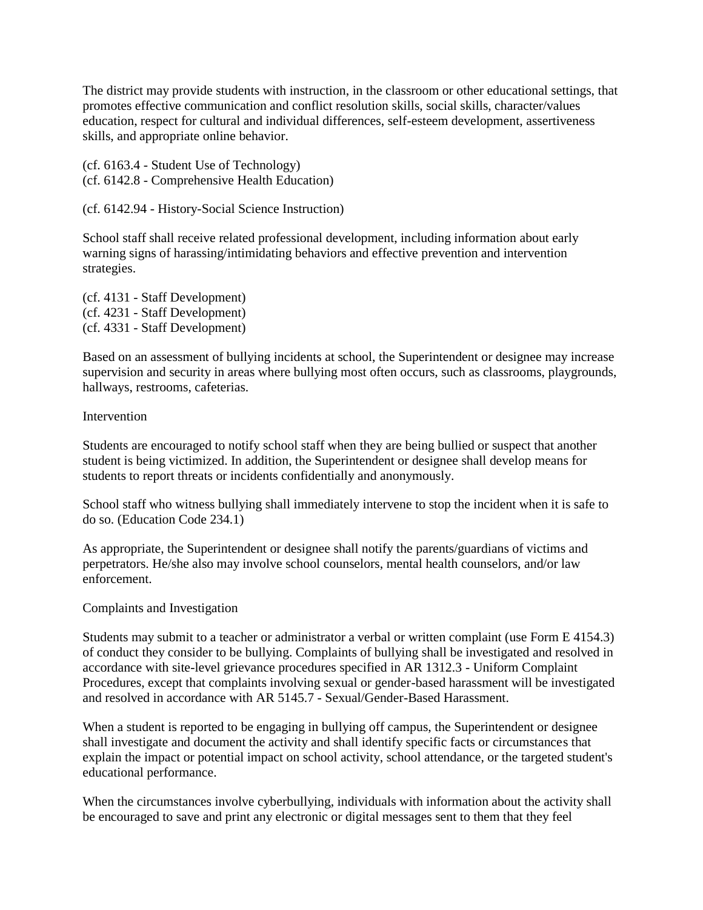The district may provide students with instruction, in the classroom or other educational settings, that promotes effective communication and conflict resolution skills, social skills, character/values education, respect for cultural and individual differences, self-esteem development, assertiveness skills, and appropriate online behavior.

(cf. 6163.4 - Student Use of Technology)
(cf. 6142.8 - Comprehensive Health Education)

(cf. 6142.94 - History-Social Science Instruction)

School staff shall receive related professional development, including information about early warning signs of harassing/intimidating behaviors and effective prevention and intervention strategies.

(cf. 4131 - Staff Development)
(cf. 4231 - Staff Development)
(cf. 4331 - Staff Development)

Based on an assessment of bullying incidents at school, the Superintendent or designee may increase supervision and security in areas where bullying most often occurs, such as classrooms, playgrounds, hallways, restrooms, cafeterias.

## Intervention

Students are encouraged to notify school staff when they are being bullied or suspect that another student is being victimized. In addition, the Superintendent or designee shall develop means for students to report threats or incidents confidentially and anonymously.

School staff who witness bullying shall immediately intervene to stop the incident when it is safe to do so. (Education Code 234.1)

As appropriate, the Superintendent or designee shall notify the parents/guardians of victims and perpetrators. He/she also may involve school counselors, mental health counselors, and/or law enforcement.

## Complaints and Investigation

Students may submit to a teacher or administrator a verbal or written complaint (use Form E 4154.3) of conduct they consider to be bullying. Complaints of bullying shall be investigated and resolved in accordance with site-level grievance procedures specified in AR 1312.3 - Uniform Complaint Procedures, except that complaints involving sexual or gender-based harassment will be investigated and resolved in accordance with AR 5145.7 - Sexual/Gender-Based Harassment.

When a student is reported to be engaging in bullying off campus, the Superintendent or designee shall investigate and document the activity and shall identify specific facts or circumstances that explain the impact or potential impact on school activity, school attendance, or the targeted student's educational performance.

When the circumstances involve cyberbullying, individuals with information about the activity shall be encouraged to save and print any electronic or digital messages sent to them that they feel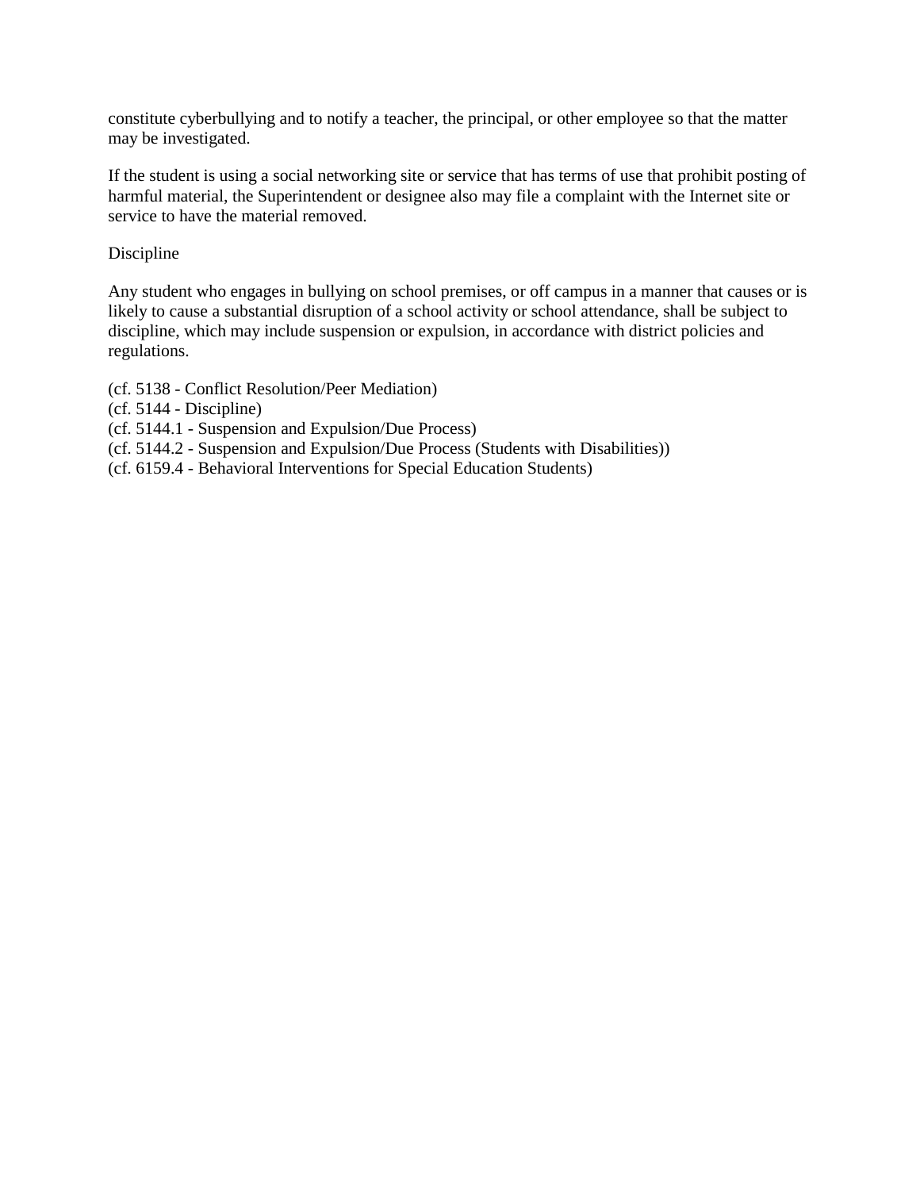constitute cyberbullying and to notify a teacher, the principal, or other employee so that the matter may be investigated.

If the student is using a social networking site or service that has terms of use that prohibit posting of harmful material, the Superintendent or designee also may file a complaint with the Internet site or service to have the material removed.

## Discipline

Any student who engages in bullying on school premises, or off campus in a manner that causes or is likely to cause a substantial disruption of a school activity or school attendance, shall be subject to discipline, which may include suspension or expulsion, in accordance with district policies and regulations.

(cf. 5138 - Conflict Resolution/Peer Mediation)
(cf. 5144 - Discipline)
(cf. 5144.1 - Suspension and Expulsion/Due Process)
(cf. 5144.2 - Suspension and Expulsion/Due Process (Students with Disabilities))
(cf. 6159.4 - Behavioral Interventions for Special Education Students)